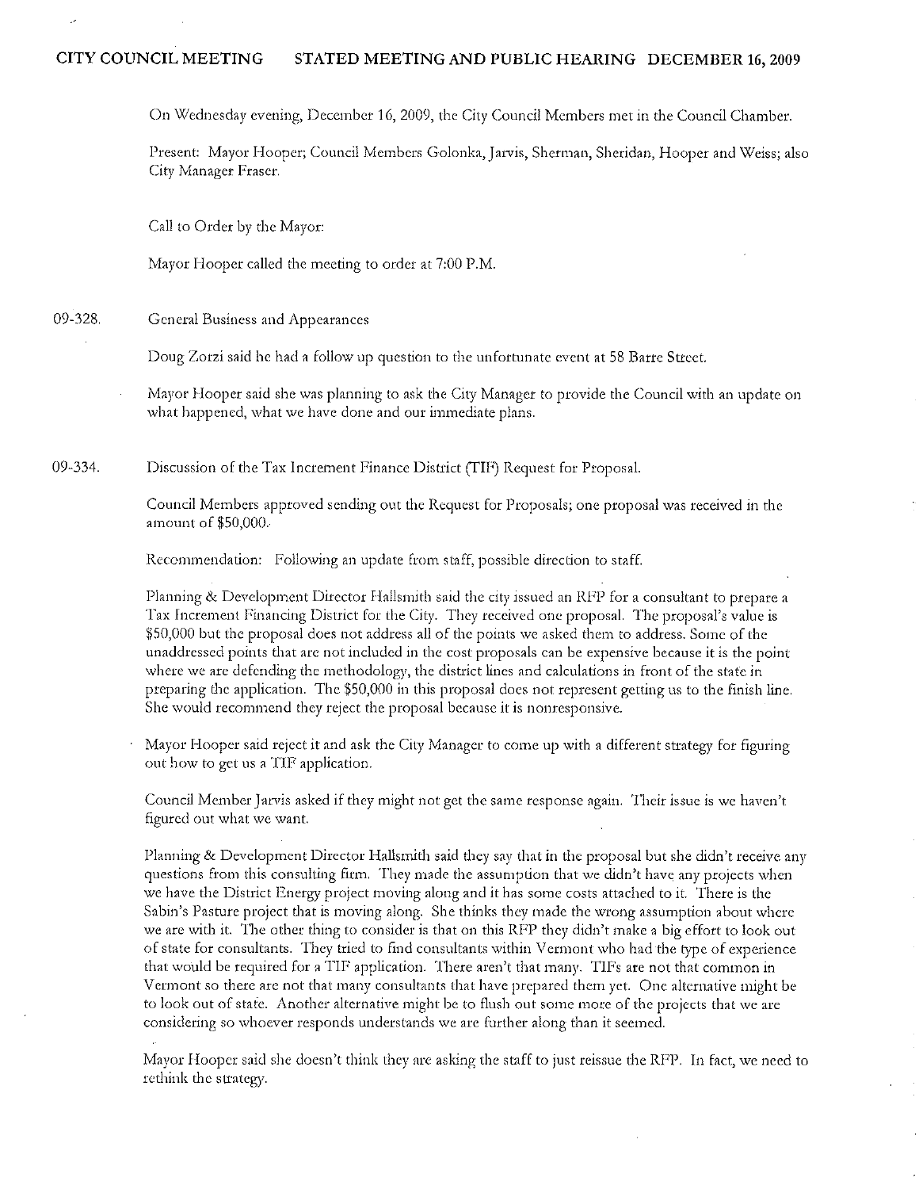**CITY COUNCIL MEETING STATED MEETING AND PUBLIC HEARING DECEMBER 16, 2009**

On Wednesday evening, December 16, 2009, the City Council Members met in the Council Chamber.

Present: Mayor Hooper; Council Members Golonka, Jarvis, Sherman, Sheridan, Hooper and Weiss; also City Manager Fraser.

Call to Order by the Mayor:

Mayor Hooper called the meeting to order at 7:00 P.M.

09-328. General Business and Appearances

Doug Zorzi said he had a follow up question to the unfortunate event at 58 Barre Street.

Mayor Hooper said she was planning to ask the City Manager to provide the Council with an update on what happened, what we have done and our immediate plans.

09-334. Discussion of the Tax Increment Finance District (TIF) Request for Proposal.

Council Members approved sending out the Request for Proposals; one proposal was received in the amount of $50,000.

Recommendation: Following an update from staff, possible direction to staff.

Planning & Development Director Hallsmith said the city issued an RFP for a consultant to prepare a Tax Increment Financing District for the City. They received one proposal. The proposal's value is $50,000 but the proposal does not address all of the points we asked them to address. Some of the unaddressed points that are not included in the cost proposals can be expensive because it is the point where we are defending the methodology, the district lines and calculations in front of the state in preparing the application. The $50,000 in this proposal does not represent getting us to the finish line. She would recommend they reject the proposal because it is nonresponsive.

Mayor Hooper said reject it and ask the City Manager to come up with a different strategy for figuring out how to get us a TIF application.

Council Member Jarvis asked if they might not get the same response again. Their issue is we haven't figured out what we want.

Planning & Development Director Hallsmith said they say that in the proposal but she didn't receive any questions from this consulting firm. They made the assumption that we didn't have any projects when we have the District Energy project moving along and it has some costs attached to it. There is the Sabin's Pasture project that is moving along. She thinks they made the wrong assumption about where we are with it. The other thing to consider is that on this RFP they didn't make a big effort to look out of state for consultants. They tried to find consultants within Vermont who had the type of experience that would be required for a TIF application. There aren't that many. TIFs are not that common in Vermont so there are not that many consultants that have prepared them yet. One alternative might be to look out of state. Another alternative might be to flush out some more of the projects that we are considering so whoever responds understands we are further along than it seemed.

Mayor Hooper said she doesn't think they are asking the staff to just reissue the RFP. In fact, we need to rethink the strategy.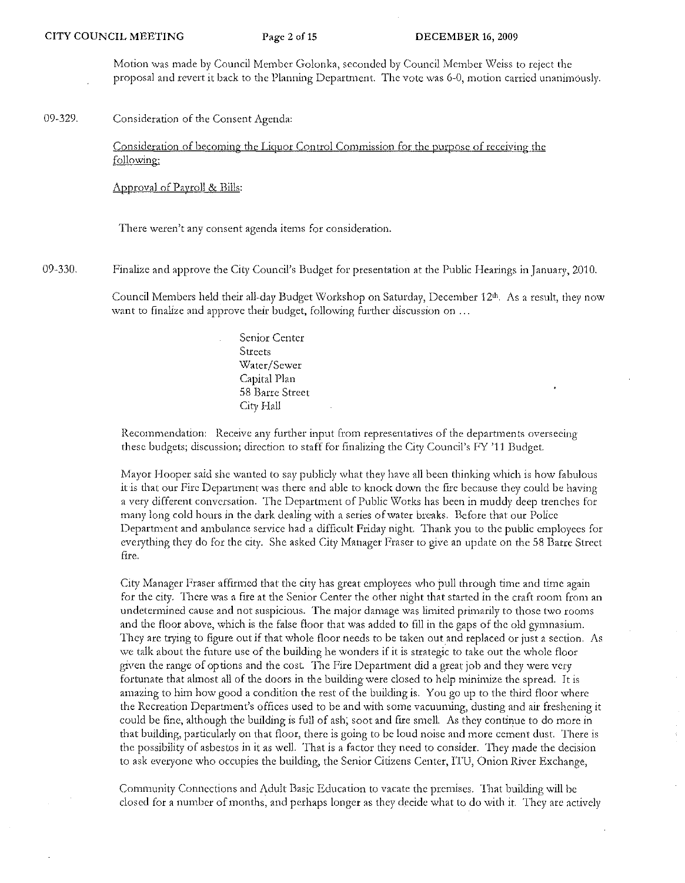Motion was made by Council Member Golonka, seconded by Council Member Weiss to reject the proposal and revert it back to the Planning Department. The vote was 6-0, motion carried unanimously.

09-329. Consideration of the Consent Agenda:

Consideration of becoming the Liquor Control Commission for the purpose of receiving the following:

Approval of Payroll & Bills:

There weren't any consent agenda items for consideration.

09-330. Finalize and approve the City Council's Budget for presentation at the Public Hearings in January, 2010.

Council Members held their all-day Budget Workshop on Saturday, December 12th. As a result, they now want to finalize and approve their budget, following further discussion on ...

Senior Center
Streets
Water/Sewer
Capital Plan
58 Barre Street
City Hall

Recommendation: Receive any further input from representatives of the departments overseeing these budgets; discussion; direction to staff for finalizing the City Council's FY '11 Budget.

Mayor Hooper said she wanted to say publicly what they have all been thinking which is how fabulous it is that our Fire Department was there and able to knock down the fire because they could be having a very different conversation. The Department of Public Works has been in muddy deep trenches for many long cold hours in the dark dealing with a series of water breaks. Before that our Police Department and ambulance service had a difficult Friday night. Thank you to the public employees for everything they do for the city. She asked City Manager Fraser to give an update on the 58 Barre Street fire.

City Manager Fraser affirmed that the city has great employees who pull through time and time again for the city. There was a fire at the Senior Center the other night that started in the craft room from an undetermined cause and not suspicious. The major damage was limited primarily to those two rooms and the floor above, which is the false floor that was added to fill in the gaps of the old gymnasium. They are trying to figure out if that whole floor needs to be taken out and replaced or just a section. As we talk about the future use of the building he wonders if it is strategic to take out the whole floor given the range of options and the cost. The Fire Department did a great job and they were very fortunate that almost all of the doors in the building were closed to help minimize the spread. It is amazing to him how good a condition the rest of the building is. You go up to the third floor where the Recreation Department's offices used to be and with some vacuuming, dusting and air freshening it could be fine, although the building is full of ash, soot and fire smell. As they continue to do more in that building, particularly on that floor, there is going to be loud noise and more cement dust. There is the possibility of asbestos in it as well. That is a factor they need to consider. They made the decision to ask everyone who occupies the building, the Senior Citizens Center, ITU, Onion River Exchange, Community Connections and Adult Basic Education to vacate the premises. That building will be closed for a number of months, and perhaps longer as they decide what to do with it. They are actively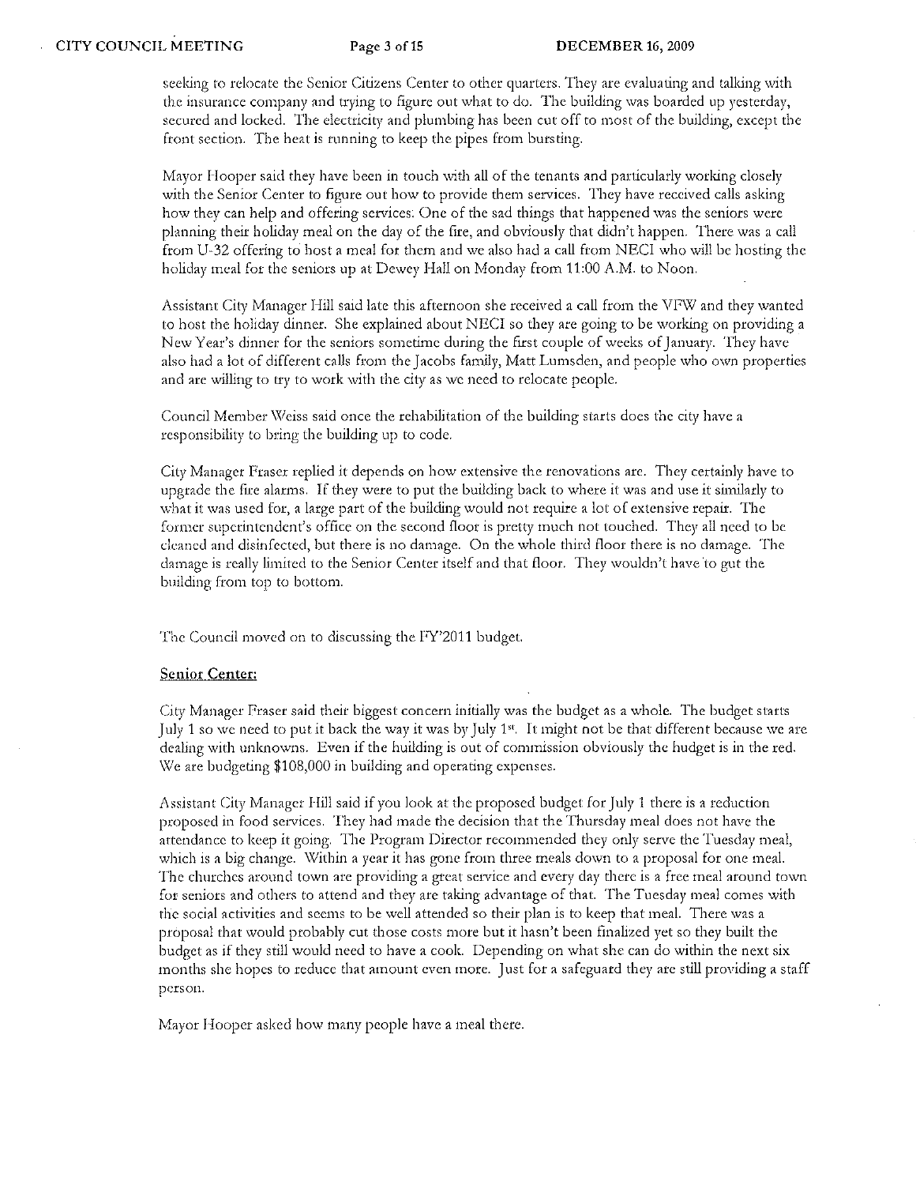seeking to relocate the Senior Citizens Center to other quarters. They are evaluating and talking with the insurance company and trying to figure out what to do. The building was boarded up yesterday, secured and locked. The electricity and plumbing has been cut off to most of the building, except the front section. The heat is running to keep the pipes from bursting.

Mayor Hooper said they have been in touch with all of the tenants and particularly working closely with the Senior Center to figure out how to provide them services. They have received calls asking how they can help and offering services. One of the sad things that happened was the seniors were planning their holiday meal on the day of the fire, and obviously that didn't happen. There was a call from U-32 offering to host a meal for them and we also had a call from NECI who will be hosting the holiday meal for the seniors up at Dewey Hall on Monday from 11:00 A.M. to Noon.

Assistant City Manager Hill said late this afternoon she received a call from the VFW and they wanted to host the holiday dinner. She explained about NECI so they are going to be working on providing a New Year's dinner for the seniors sometime during the first couple of weeks of January. They have also had a lot of different calls from the Jacobs family, Matt Lumsden, and people who own properties and are willing to try to work with the city as we need to relocate people.

Council Member Weiss said once the rehabilitation of the building starts does the city have a responsibility to bring the building up to code.

City Manager Fraser replied it depends on how extensive the renovations are. They certainly have to upgrade the fire alarms. If they were to put the building back to where it was and use it similarly to what it was used for, a large part of the building would not require a lot of extensive repair. The former superintendent's office on the second floor is pretty much not touched. They all need to be cleaned and disinfected, but there is no damage. On the whole third floor there is no damage. The damage is really limited to the Senior Center itself and that floor. They wouldn't have to gut the building from top to bottom.

The Council moved on to discussing the FY'2011 budget.

**Senior Center:**

City Manager Fraser said their biggest concern initially was the budget as a whole. The budget starts July 1 so we need to put it back the way it was by July 1st. It might not be that different because we are dealing with unknowns. Even if the building is out of commission obviously the budget is in the red. We are budgeting $108,000 in building and operating expenses.

Assistant City Manager Hill said if you look at the proposed budget for July 1 there is a reduction proposed in food services. They had made the decision that the Thursday meal does not have the attendance to keep it going. The Program Director recommended they only serve the Tuesday meal, which is a big change. Within a year it has gone from three meals down to a proposal for one meal. The churches around town are providing a great service and every day there is a free meal around town for seniors and others to attend and they are taking advantage of that. The Tuesday meal comes with the social activities and seems to be well attended so their plan is to keep that meal. There was a proposal that would probably cut those costs more but it hasn't been finalized yet so they built the budget as if they still would need to have a cook. Depending on what she can do within the next six months she hopes to reduce that amount even more. Just for a safeguard they are still providing a staff person.

Mayor Hooper asked how many people have a meal there.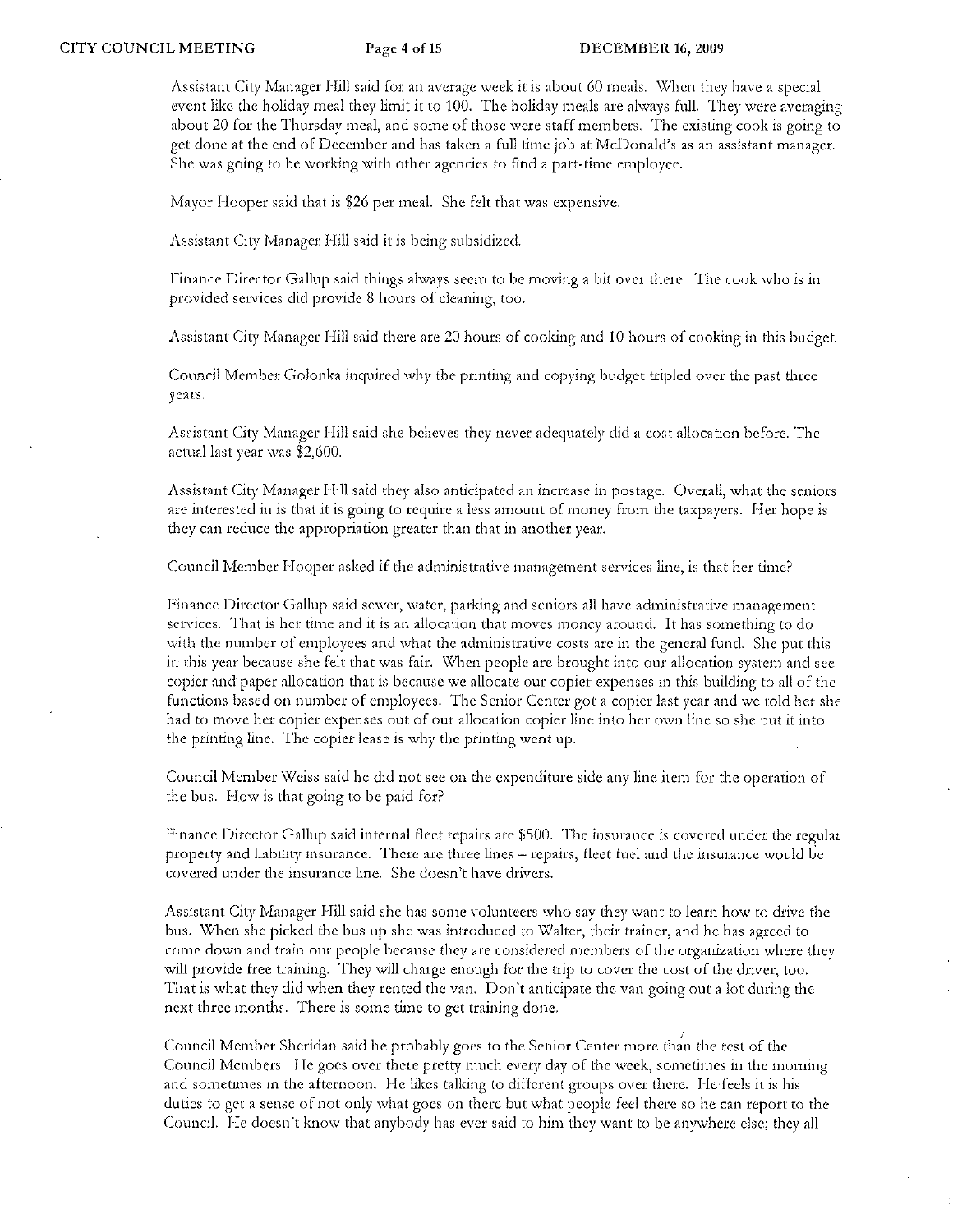Assistant City Manager Hill said for an average week it is about 60 meals. When they have a special event like the holiday meal they limit it to 100. The holiday meals are always full. They were averaging about 20 for the Thursday meal, and some of those were staff members. The existing cook is going to get done at the end of December and has taken a full time job at McDonald's as an assistant manager. She was going to be working with other agencies to find a part-time employee.

Mayor Hooper said that is $26 per meal. She felt that was expensive.

Assistant City Manager Hill said it is being subsidized.

Finance Director Gallup said things always seem to be moving a bit over there. The cook who is in provided services did provide 8 hours of cleaning, too.

Assistant City Manager Hill said there are 20 hours of cooking and 10 hours of cooking in this budget.

Council Member Golonka inquired why the printing and copying budget tripled over the past three years.

Assistant City Manager Hill said she believes they never adequately did a cost allocation before. The actual last year was $2,600.

Assistant City Manager Hill said they also anticipated an increase in postage. Overall, what the seniors are interested in is that it is going to require a less amount of money from the taxpayers. Her hope is they can reduce the appropriation greater than that in another year.

Council Member Hooper asked if the administrative management services line, is that her time?

Finance Director Gallup said sewer, water, parking and seniors all have administrative management services. That is her time and it is an allocation that moves money around. It has something to do with the number of employees and what the administrative costs are in the general fund. She put this in this year because she felt that was fair. When people are brought into our allocation system and see copier and paper allocation that is because we allocate our copier expenses in this building to all of the functions based on number of employees. The Senior Center got a copier last year and we told her she had to move her copier expenses out of our allocation copier line into her own line so she put it into the printing line. The copier lease is why the printing went up.

Council Member Weiss said he did not see on the expenditure side any line item for the operation of the bus. How is that going to be paid for?

Finance Director Gallup said internal fleet repairs are $500. The insurance is covered under the regular property and liability insurance. There are three lines – repairs, fleet fuel and the insurance would be covered under the insurance line. She doesn't have drivers.

Assistant City Manager Hill said she has some volunteers who say they want to learn how to drive the bus. When she picked the bus up she was introduced to Walter, their trainer, and he has agreed to come down and train our people because they are considered members of the organization where they will provide free training. They will charge enough for the trip to cover the cost of the driver, too. That is what they did when they rented the van. Don't anticipate the van going out a lot during the next three months. There is some time to get training done.

Council Member Sheridan said he probably goes to the Senior Center more than the rest of the Council Members. He goes over there pretty much every day of the week, sometimes in the morning and sometimes in the afternoon. He likes talking to different groups over there. He feels it is his duties to get a sense of not only what goes on there but what people feel there so he can report to the Council. He doesn't know that anybody has ever said to him they want to be anywhere else; they all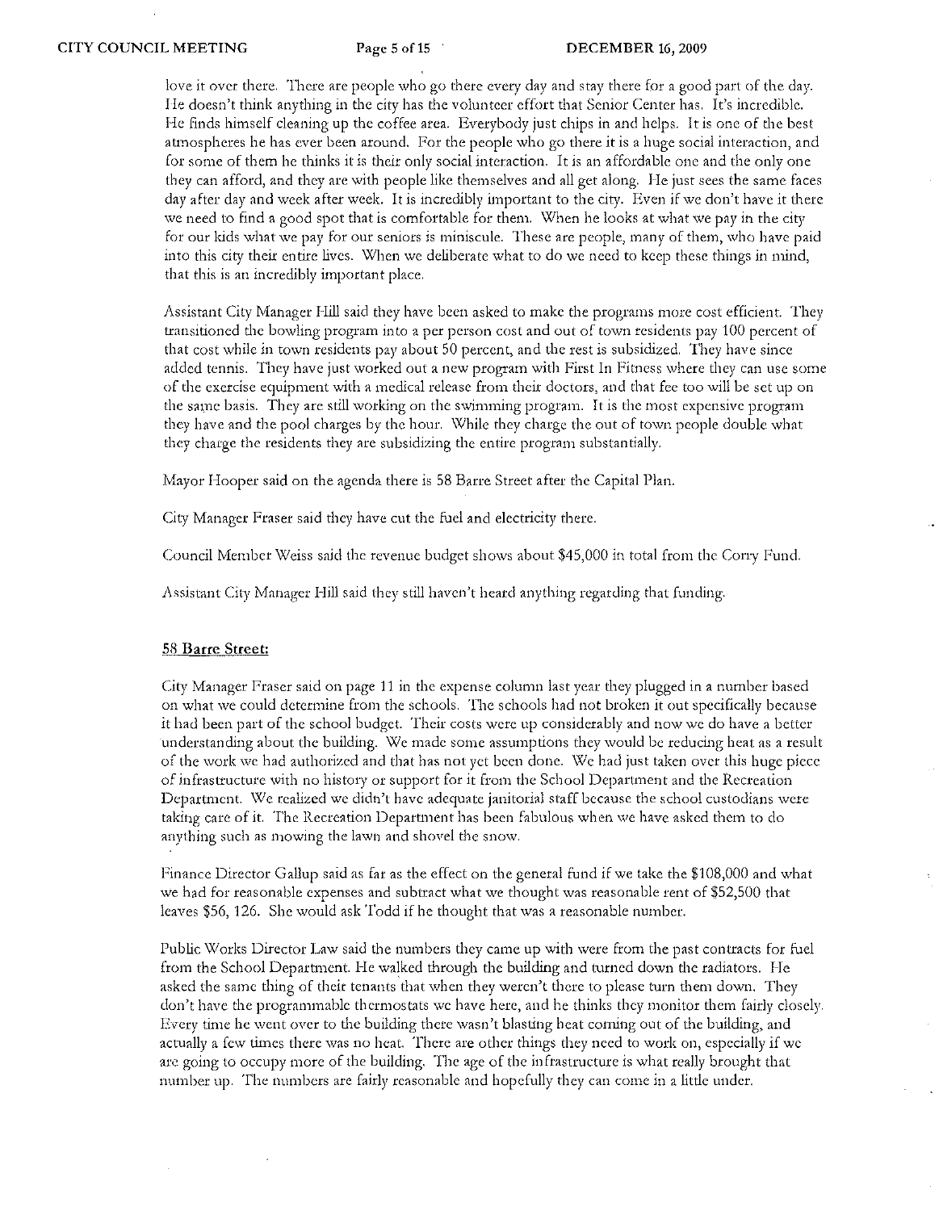love it over there. There are people who go there every day and stay there for a good part of the day. He doesn't think anything in the city has the volunteer effort that Senior Center has. It's incredible. He finds himself cleaning up the coffee area. Everybody just chips in and helps. It is one of the best atmospheres he has ever been around. For the people who go there it is a huge social interaction, and for some of them he thinks it is their only social interaction. It is an affordable one and the only one they can afford, and they are with people like themselves and all get along. He just sees the same faces day after day and week after week. It is incredibly important to the city. Even if we don't have it there we need to find a good spot that is comfortable for them. When he looks at what we pay in the city for our kids what we pay for our seniors is miniscule. These are people, many of them, who have paid into this city their entire lives. When we deliberate what to do we need to keep these things in mind, that this is an incredibly important place.

Assistant City Manager Hill said they have been asked to make the programs more cost efficient. They transitioned the bowling program into a per person cost and out of town residents pay 100 percent of that cost while in town residents pay about 50 percent, and the rest is subsidized. They have since added tennis. They have just worked out a new program with First In Fitness where they can use some of the exercise equipment with a medical release from their doctors, and that fee too will be set up on the same basis. They are still working on the swimming program. It is the most expensive program they have and the pool charges by the hour. While they charge the out of town people double what they charge the residents they are subsidizing the entire program substantially.

Mayor Hooper said on the agenda there is 58 Barre Street after the Capital Plan.

City Manager Fraser said they have cut the fuel and electricity there.

Council Member Weiss said the revenue budget shows about $45,000 in total from the Corry Fund.

Assistant City Manager Hill said they still haven't heard anything regarding that funding.

## 58 Barre Street:

City Manager Fraser said on page 11 in the expense column last year they plugged in a number based on what we could determine from the schools. The schools had not broken it out specifically because it had been part of the school budget. Their costs were up considerably and now we do have a better understanding about the building. We made some assumptions they would be reducing heat as a result of the work we had authorized and that has not yet been done. We had just taken over this huge piece of infrastructure with no history or support for it from the School Department and the Recreation Department. We realized we didn't have adequate janitorial staff because the school custodians were taking care of it. The Recreation Department has been fabulous when we have asked them to do anything such as mowing the lawn and shovel the snow.

Finance Director Gallup said as far as the effect on the general fund if we take the $108,000 and what we had for reasonable expenses and subtract what we thought was reasonable rent of $52,500 that leaves $56, 126. She would ask Todd if he thought that was a reasonable number.

Public Works Director Law said the numbers they came up with were from the past contracts for fuel from the School Department. He walked through the building and turned down the radiators. He asked the same thing of their tenants that when they weren't there to please turn them down. They don't have the programmable thermostats we have here, and he thinks they monitor them fairly closely. Every time he went over to the building there wasn't blasting heat coming out of the building, and actually a few times there was no heat. There are other things they need to work on, especially if we are going to occupy more of the building. The age of the infrastructure is what really brought that number up. The numbers are fairly reasonable and hopefully they can come in a little under.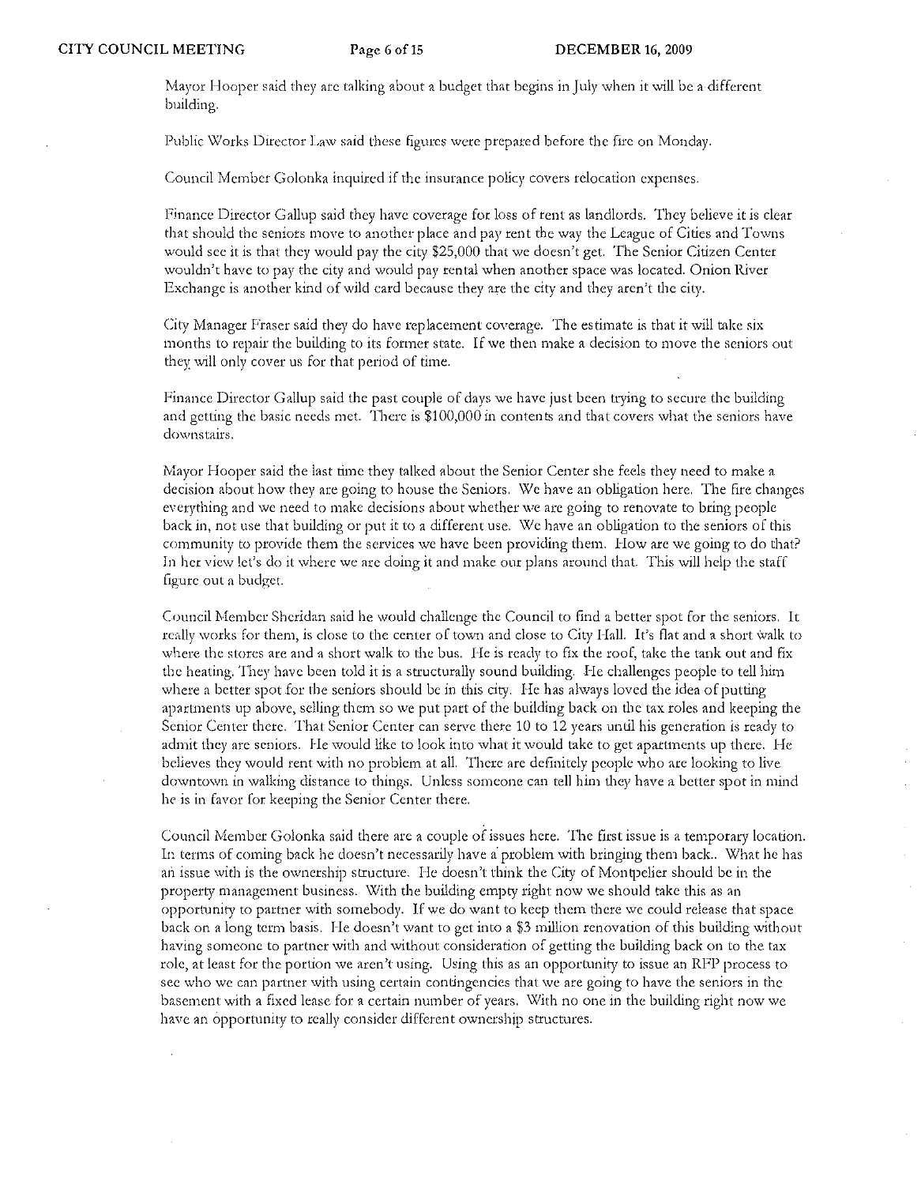Mayor Hooper said they are talking about a budget that begins in July when it will be a different building.

Public Works Director Law said these figures were prepared before the fire on Monday.

Council Member Golonka inquired if the insurance policy covers relocation expenses.

Finance Director Gallup said they have coverage for loss of rent as landlords. They believe it is clear that should the seniors move to another place and pay rent the way the League of Cities and Towns would see it is that they would pay the city $25,000 that we doesn't get. The Senior Citizen Center wouldn't have to pay the city and would pay rental when another space was located. Onion River Exchange is another kind of wild card because they are the city and they aren't the city.

City Manager Fraser said they do have replacement coverage. The estimate is that it will take six months to repair the building to its former state. If we then make a decision to move the seniors out they will only cover us for that period of time.

Finance Director Gallup said the past couple of days we have just been trying to secure the building and getting the basic needs met. There is $100,000 in contents and that covers what the seniors have downstairs.

Mayor Hooper said the last time they talked about the Senior Center she feels they need to make a decision about how they are going to house the Seniors. We have an obligation here. The fire changes everything and we need to make decisions about whether we are going to renovate to bring people back in, not use that building or put it to a different use. We have an obligation to the seniors of this community to provide them the services we have been providing them. How are we going to do that? In her view let's do it where we are doing it and make our plans around that. This will help the staff figure out a budget.

Council Member Sheridan said he would challenge the Council to find a better spot for the seniors. It really works for them, is close to the center of town and close to City Hall. It's flat and a short walk to where the stores are and a short walk to the bus. He is ready to fix the roof, take the tank out and fix the heating. They have been told it is a structurally sound building. He challenges people to tell him where a better spot for the seniors should be in this city. He has always loved the idea of putting apartments up above, selling them so we put part of the building back on the tax roles and keeping the Senior Center there. That Senior Center can serve there 10 to 12 years until his generation is ready to admit they are seniors. He would like to look into what it would take to get apartments up there. He believes they would rent with no problem at all. There are definitely people who are looking to live downtown in walking distance to things. Unless someone can tell him they have a better spot in mind he is in favor for keeping the Senior Center there.

Council Member Golonka said there are a couple of issues here. The first issue is a temporary location. In terms of coming back he doesn't necessarily have a problem with bringing them back.. What he has an issue with is the ownership structure. He doesn't think the City of Montpelier should be in the property management business. With the building empty right now we should take this as an opportunity to partner with somebody. If we do want to keep them there we could release that space back on a long term basis. He doesn't want to get into a $3 million renovation of this building without having someone to partner with and without consideration of getting the building back on to the tax role, at least for the portion we aren't using. Using this as an opportunity to issue an RFP process to see who we can partner with using certain contingencies that we are going to have the seniors in the basement with a fixed lease for a certain number of years. With no one in the building right now we have an opportunity to really consider different ownership structures.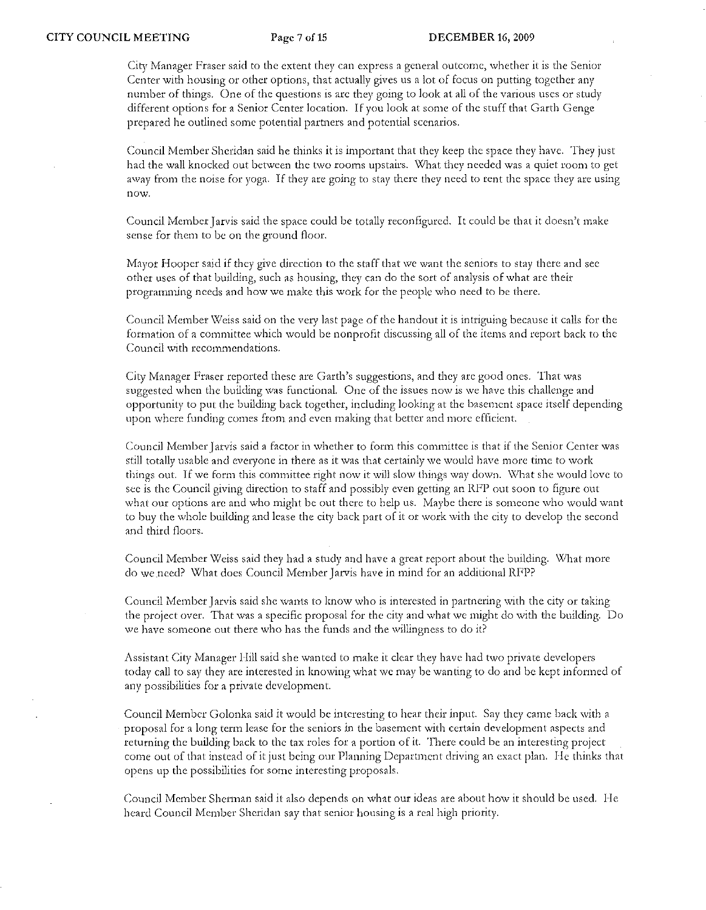City Manager Fraser said to the extent they can express a general outcome, whether it is the Senior Center with housing or other options, that actually gives us a lot of focus on putting together any number of things. One of the questions is are they going to look at all of the various uses or study different options for a Senior Center location. If you look at some of the stuff that Garth Genge prepared he outlined some potential partners and potential scenarios.

Council Member Sheridan said he thinks it is important that they keep the space they have. They just had the wall knocked out between the two rooms upstairs. What they needed was a quiet room to get away from the noise for yoga. If they are going to stay there they need to rent the space they are using now.

Council Member Jarvis said the space could be totally reconfigured. It could be that it doesn't make sense for them to be on the ground floor.

Mayor Hooper said if they give direction to the staff that we want the seniors to stay there and see other uses of that building, such as housing, they can do the sort of analysis of what are their programming needs and how we make this work for the people who need to be there.

Council Member Weiss said on the very last page of the handout it is intriguing because it calls for the formation of a committee which would be nonprofit discussing all of the items and report back to the Council with recommendations.

City Manager Fraser reported these are Garth's suggestions, and they are good ones. That was suggested when the building was functional. One of the issues now is we have this challenge and opportunity to put the building back together, including looking at the basement space itself depending upon where funding comes from and even making that better and more efficient.

Council Member Jarvis said a factor in whether to form this committee is that if the Senior Center was still totally usable and everyone in there as it was that certainly we would have more time to work things out. If we form this committee right now it will slow things way down. What she would love to see is the Council giving direction to staff and possibly even getting an RFP out soon to figure out what our options are and who might be out there to help us. Maybe there is someone who would want to buy the whole building and lease the city back part of it or work with the city to develop the second and third floors.

Council Member Weiss said they had a study and have a great report about the building. What more do we need? What does Council Member Jarvis have in mind for an additional RFP?

Council Member Jarvis said she wants to know who is interested in partnering with the city or taking the project over. That was a specific proposal for the city and what we might do with the building. Do we have someone out there who has the funds and the willingness to do it?

Assistant City Manager Hill said she wanted to make it clear they have had two private developers today call to say they are interested in knowing what we may be wanting to do and be kept informed of any possibilities for a private development.

Council Member Golonka said it would be interesting to hear their input. Say they came back with a proposal for a long term lease for the seniors in the basement with certain development aspects and returning the building back to the tax roles for a portion of it. There could be an interesting project come out of that instead of it just being our Planning Department driving an exact plan. He thinks that opens up the possibilities for some interesting proposals.

Council Member Sherman said it also depends on what our ideas are about how it should be used. He heard Council Member Sheridan say that senior housing is a real high priority.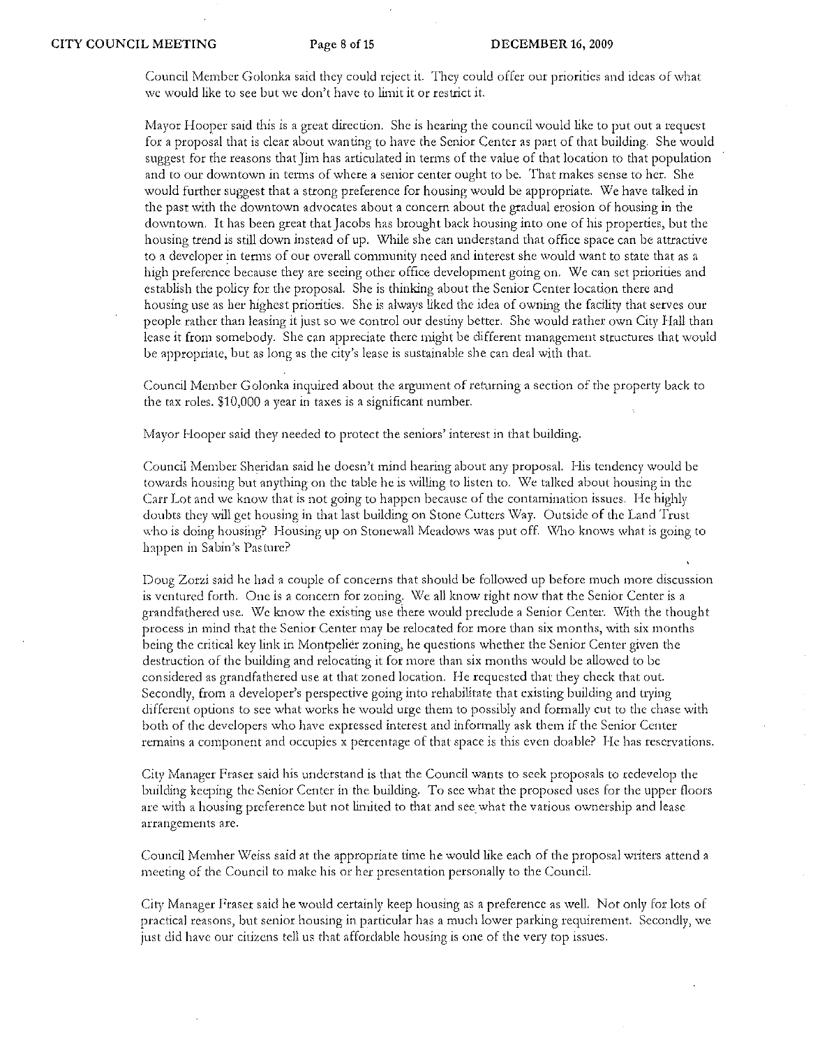Council Member Golonka said they could reject it. They could offer our priorities and ideas of what we would like to see but we don't have to limit it or restrict it.

Mayor Hooper said this is a great direction. She is hearing the council would like to put out a request for a proposal that is clear about wanting to have the Senior Center as part of that building. She would suggest for the reasons that Jim has articulated in terms of the value of that location to that population and to our downtown in terms of where a senior center ought to be. That makes sense to her. She would further suggest that a strong preference for housing would be appropriate. We have talked in the past with the downtown advocates about a concern about the gradual erosion of housing in the downtown. It has been great that Jacobs has brought back housing into one of his properties, but the housing trend is still down instead of up. While she can understand that office space can be attractive to a developer in terms of our overall community need and interest she would want to state that as a high preference because they are seeing other office development going on. We can set priorities and establish the policy for the proposal. She is thinking about the Senior Center location there and housing use as her highest priorities. She is always liked the idea of owning the facility that serves our people rather than leasing it just so we control our destiny better. She would rather own City Hall than lease it from somebody. She can appreciate there might be different management structures that would be appropriate, but as long as the city's lease is sustainable she can deal with that.

Council Member Golonka inquired about the argument of returning a section of the property back to the tax roles. $10,000 a year in taxes is a significant number.

Mayor Hooper said they needed to protect the seniors' interest in that building.

Council Member Sheridan said he doesn't mind hearing about any proposal. His tendency would be towards housing but anything on the table he is willing to listen to. We talked about housing in the Carr Lot and we know that is not going to happen because of the contamination issues. He highly doubts they will get housing in that last building on Stone Cutters Way. Outside of the Land Trust who is doing housing? Housing up on Stonewall Meadows was put off. Who knows what is going to happen in Sabin's Pasture?

Doug Zorzi said he had a couple of concerns that should be followed up before much more discussion is ventured forth. One is a concern for zoning. We all know right now that the Senior Center is a grandfathered use. We know the existing use there would preclude a Senior Center. With the thought process in mind that the Senior Center may be relocated for more than six months, with six months being the critical key link in Montpelier zoning, he questions whether the Senior Center given the destruction of the building and relocating it for more than six months would be allowed to be considered as grandfathered use at that zoned location. He requested that they check that out. Secondly, from a developer's perspective going into rehabilitate that existing building and trying different options to see what works he would urge them to possibly and formally cut to the chase with both of the developers who have expressed interest and informally ask them if the Senior Center remains a component and occupies x percentage of that space is this even doable? He has reservations.

City Manager Fraser said his understand is that the Council wants to seek proposals to redevelop the building keeping the Senior Center in the building. To see what the proposed uses for the upper floors are with a housing preference but not limited to that and see what the various ownership and lease arrangements are.

Council Member Weiss said at the appropriate time he would like each of the proposal writers attend a meeting of the Council to make his or her presentation personally to the Council.

City Manager Fraser said he would certainly keep housing as a preference as well. Not only for lots of practical reasons, but senior housing in particular has a much lower parking requirement. Secondly, we just did have our citizens tell us that affordable housing is one of the very top issues.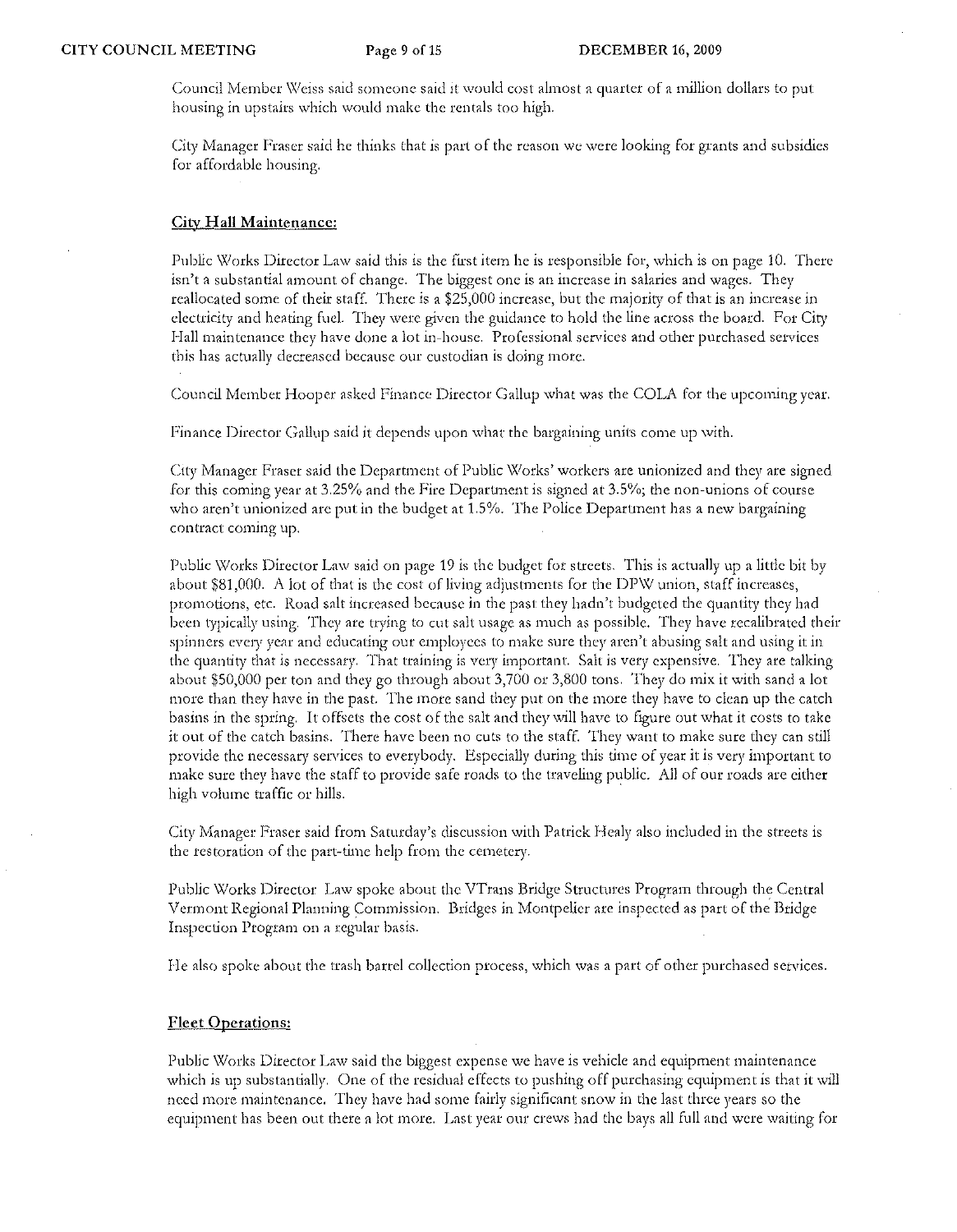Council Member Weiss said someone said it would cost almost a quarter of a million dollars to put housing in upstairs which would make the rentals too high.

City Manager Fraser said he thinks that is part of the reason we were looking for grants and subsidies for affordable housing.

## City Hall Maintenance:

Public Works Director Law said this is the first item he is responsible for, which is on page 10. There isn't a substantial amount of change. The biggest one is an increase in salaries and wages. They reallocated some of their staff. There is a $25,000 increase, but the majority of that is an increase in electricity and heating fuel. They were given the guidance to hold the line across the board. For City Hall maintenance they have done a lot in-house. Professional services and other purchased services this has actually decreased because our custodian is doing more.

Council Member Hooper asked Finance Director Gallup what was the COLA for the upcoming year.

Finance Director Gallup said it depends upon what the bargaining units come up with.

City Manager Fraser said the Department of Public Works' workers are unionized and they are signed for this coming year at 3.25% and the Fire Department is signed at 3.5%; the non-unions of course who aren't unionized are put in the budget at 1.5%. The Police Department has a new bargaining contract coming up.

Public Works Director Law said on page 19 is the budget for streets. This is actually up a little bit by about $81,000. A lot of that is the cost of living adjustments for the DPW union, staff increases, promotions, etc. Road salt increased because in the past they hadn't budgeted the quantity they had been typically using. They are trying to cut salt usage as much as possible. They have recalibrated their spinners every year and educating our employees to make sure they aren't abusing salt and using it in the quantity that is necessary. That training is very important. Salt is very expensive. They are talking about $50,000 per ton and they go through about 3,700 or 3,800 tons. They do mix it with sand a lot more than they have in the past. The more sand they put on the more they have to clean up the catch basins in the spring. It offsets the cost of the salt and they will have to figure out what it costs to take it out of the catch basins. There have been no cuts to the staff. They want to make sure they can still provide the necessary services to everybody. Especially during this time of year it is very important to make sure they have the staff to provide safe roads to the traveling public. All of our roads are either high volume traffic or hills.

City Manager Fraser said from Saturday's discussion with Patrick Healy also included in the streets is the restoration of the part-time help from the cemetery.

Public Works Director Law spoke about the VTrans Bridge Structures Program through the Central Vermont Regional Planning Commission. Bridges in Montpelier are inspected as part of the Bridge Inspection Program on a regular basis.

He also spoke about the trash barrel collection process, which was a part of other purchased services.

## Fleet Operations:

Public Works Director Law said the biggest expense we have is vehicle and equipment maintenance which is up substantially. One of the residual effects to pushing off purchasing equipment is that it will need more maintenance. They have had some fairly significant snow in the last three years so the equipment has been out there a lot more. Last year our crews had the bays all full and were waiting for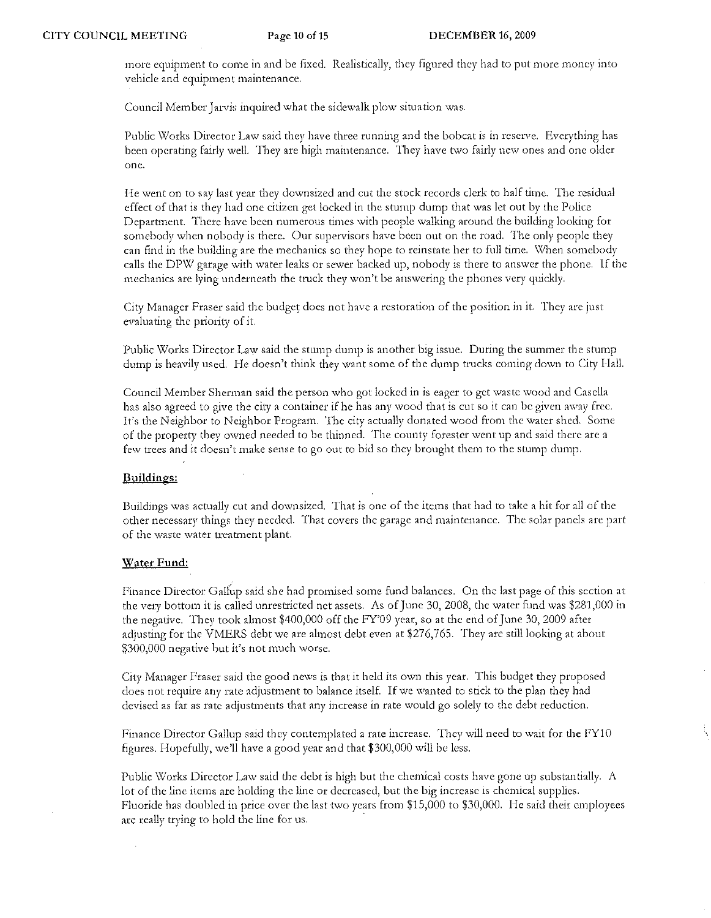more equipment to come in and be fixed. Realistically, they figured they had to put more money into vehicle and equipment maintenance.

Council Member Jarvis inquired what the sidewalk plow situation was.

Public Works Director Law said they have three running and the bobcat is in reserve. Everything has been operating fairly well. They are high maintenance. They have two fairly new ones and one older one.

He went on to say last year they downsized and cut the stock records clerk to half time. The residual effect of that is they had one citizen get locked in the stump dump that was let out by the Police Department. There have been numerous times with people walking around the building looking for somebody when nobody is there. Our supervisors have been out on the road. The only people they can find in the building are the mechanics so they hope to reinstate her to full time. When somebody calls the DPW garage with water leaks or sewer backed up, nobody is there to answer the phone. If the mechanics are lying underneath the truck they won't be answering the phones very quickly.

City Manager Fraser said the budget does not have a restoration of the position in it. They are just evaluating the priority of it.

Public Works Director Law said the stump dump is another big issue. During the summer the stump dump is heavily used. He doesn't think they want some of the dump trucks coming down to City Hall.

Council Member Sherman said the person who got locked in is eager to get waste wood and Casella has also agreed to give the city a container if he has any wood that is cut so it can be given away free. It's the Neighbor to Neighbor Program. The city actually donated wood from the water shed. Some of the property they owned needed to be thinned. The county forester went up and said there are a few trees and it doesn't make sense to go out to bid so they brought them to the stump dump.

**Buildings:**

Buildings was actually cut and downsized. That is one of the items that had to take a hit for all of the other necessary things they needed. That covers the garage and maintenance. The solar panels are part of the waste water treatment plant.

**Water Fund:**

Finance Director Gallup said she had promised some fund balances. On the last page of this section at the very bottom it is called unrestricted net assets. As of June 30, 2008, the water fund was $281,000 in the negative. They took almost $400,000 off the FY'09 year, so at the end of June 30, 2009 after adjusting for the VMERS debt we are almost debt even at $276,765. They are still looking at about $300,000 negative but it's not much worse.

City Manager Fraser said the good news is that it held its own this year. This budget they proposed does not require any rate adjustment to balance itself. If we wanted to stick to the plan they had devised as far as rate adjustments that any increase in rate would go solely to the debt reduction.

Finance Director Gallup said they contemplated a rate increase. They will need to wait for the FY10 figures. Hopefully, we'll have a good year and that $300,000 will be less.

Public Works Director Law said the debt is high but the chemical costs have gone up substantially. A lot of the line items are holding the line or decreased, but the big increase is chemical supplies. Fluoride has doubled in price over the last two years from $15,000 to $30,000. He said their employees are really trying to hold the line for us.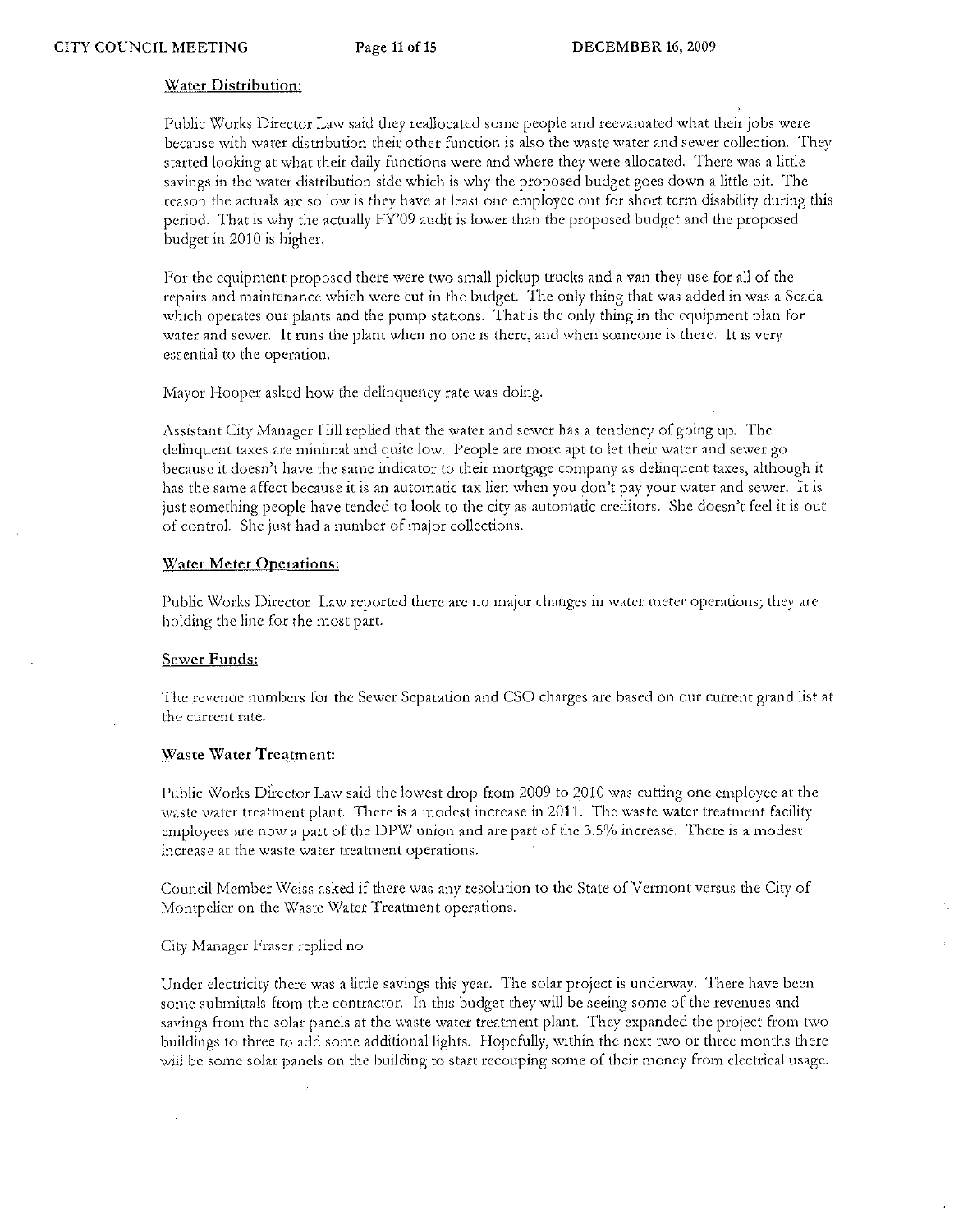**Water Distribution:**

Public Works Director Law said they reallocated some people and reevaluated what their jobs were because with water distribution their other function is also the waste water and sewer collection. They started looking at what their daily functions were and where they were allocated. There was a little savings in the water distribution side which is why the proposed budget goes down a little bit. The reason the actuals are so low is they have at least one employee out for short term disability during this period. That is why the actually FY'09 audit is lower than the proposed budget and the proposed budget in 2010 is higher.

For the equipment proposed there were two small pickup trucks and a van they use for all of the repairs and maintenance which were cut in the budget. The only thing that was added in was a Scada which operates our plants and the pump stations. That is the only thing in the equipment plan for water and sewer. It runs the plant when no one is there, and when someone is there. It is very essential to the operation.

Mayor Hooper asked how the delinquency rate was doing.

Assistant City Manager Hill replied that the water and sewer has a tendency of going up. The delinquent taxes are minimal and quite low. People are more apt to let their water and sewer go because it doesn't have the same indicator to their mortgage company as delinquent taxes, although it has the same affect because it is an automatic tax lien when you don't pay your water and sewer. It is just something people have tended to look to the city as automatic creditors. She doesn't feel it is out of control. She just had a number of major collections.

**Water Meter Operations:**

Public Works Director Law reported there are no major changes in water meter operations; they are holding the line for the most part.

**Sewer Funds:**

The revenue numbers for the Sewer Separation and CSO charges are based on our current grand list at the current rate.

**Waste Water Treatment:**

Public Works Director Law said the lowest drop from 2009 to 2010 was cutting one employee at the waste water treatment plant. There is a modest increase in 2011. The waste water treatment facility employees are now a part of the DPW union and are part of the 3.5% increase. There is a modest increase at the waste water treatment operations.

Council Member Weiss asked if there was any resolution to the State of Vermont versus the City of Montpelier on the Waste Water Treatment operations.

City Manager Fraser replied no.

Under electricity there was a little savings this year. The solar project is underway. There have been some submittals from the contractor. In this budget they will be seeing some of the revenues and savings from the solar panels at the waste water treatment plant. They expanded the project from two buildings to three to add some additional lights. Hopefully, within the next two or three months there will be some solar panels on the building to start recouping some of their money from electrical usage.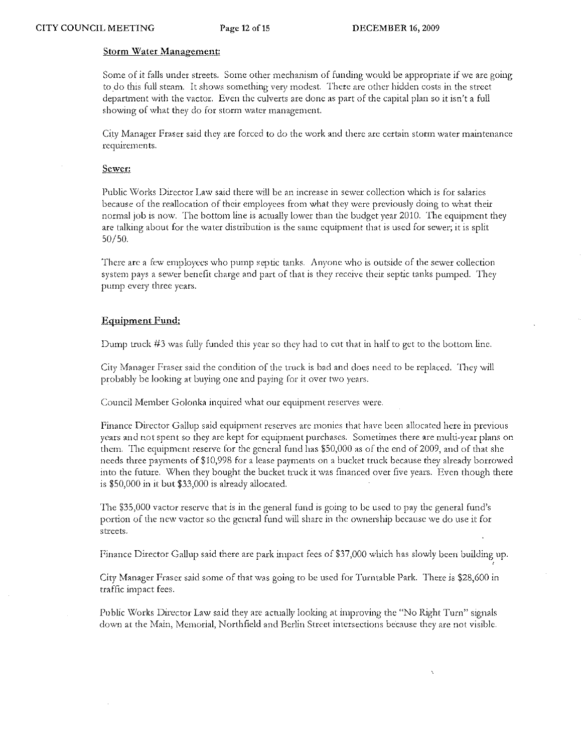**Storm Water Management:**

Some of it falls under streets. Some other mechanism of funding would be appropriate if we are going to do this full steam. It shows something very modest. There are other hidden costs in the street department with the vactor. Even the culverts are done as part of the capital plan so it isn't a full showing of what they do for storm water management.

City Manager Fraser said they are forced to do the work and there are certain storm water maintenance requirements.

**Sewer:**

Public Works Director Law said there will be an increase in sewer collection which is for salaries because of the reallocation of their employees from what they were previously doing to what their normal job is now. The bottom line is actually lower than the budget year 2010. The equipment they are talking about for the water distribution is the same equipment that is used for sewer; it is split 50/50.

There are a few employees who pump septic tanks. Anyone who is outside of the sewer collection system pays a sewer benefit charge and part of that is they receive their septic tanks pumped. They pump every three years.

**Equipment Fund:**

Dump truck #3 was fully funded this year so they had to cut that in half to get to the bottom line.

City Manager Fraser said the condition of the truck is bad and does need to be replaced. They will probably be looking at buying one and paying for it over two years.

Council Member Golonka inquired what our equipment reserves were.

Finance Director Gallup said equipment reserves are monies that have been allocated here in previous years and not spent so they are kept for equipment purchases. Sometimes there are multi-year plans on them. The equipment reserve for the general fund has $50,000 as of the end of 2009, and of that she needs three payments of $10,998 for a lease payments on a bucket truck because they already borrowed into the future. When they bought the bucket truck it was financed over five years. Even though there is $50,000 in it but $33,000 is already allocated.

The $35,000 vactor reserve that is in the general fund is going to be used to pay the general fund's portion of the new vactor so the general fund will share in the ownership because we do use it for streets.

Finance Director Gallup said there are park impact fees of $37,000 which has slowly been building up.

City Manager Fraser said some of that was going to be used for Turntable Park. There is $28,600 in traffic impact fees.

Public Works Director Law said they are actually looking at improving the "No Right Turn" signals down at the Main, Memorial, Northfield and Berlin Street intersections because they are not visible.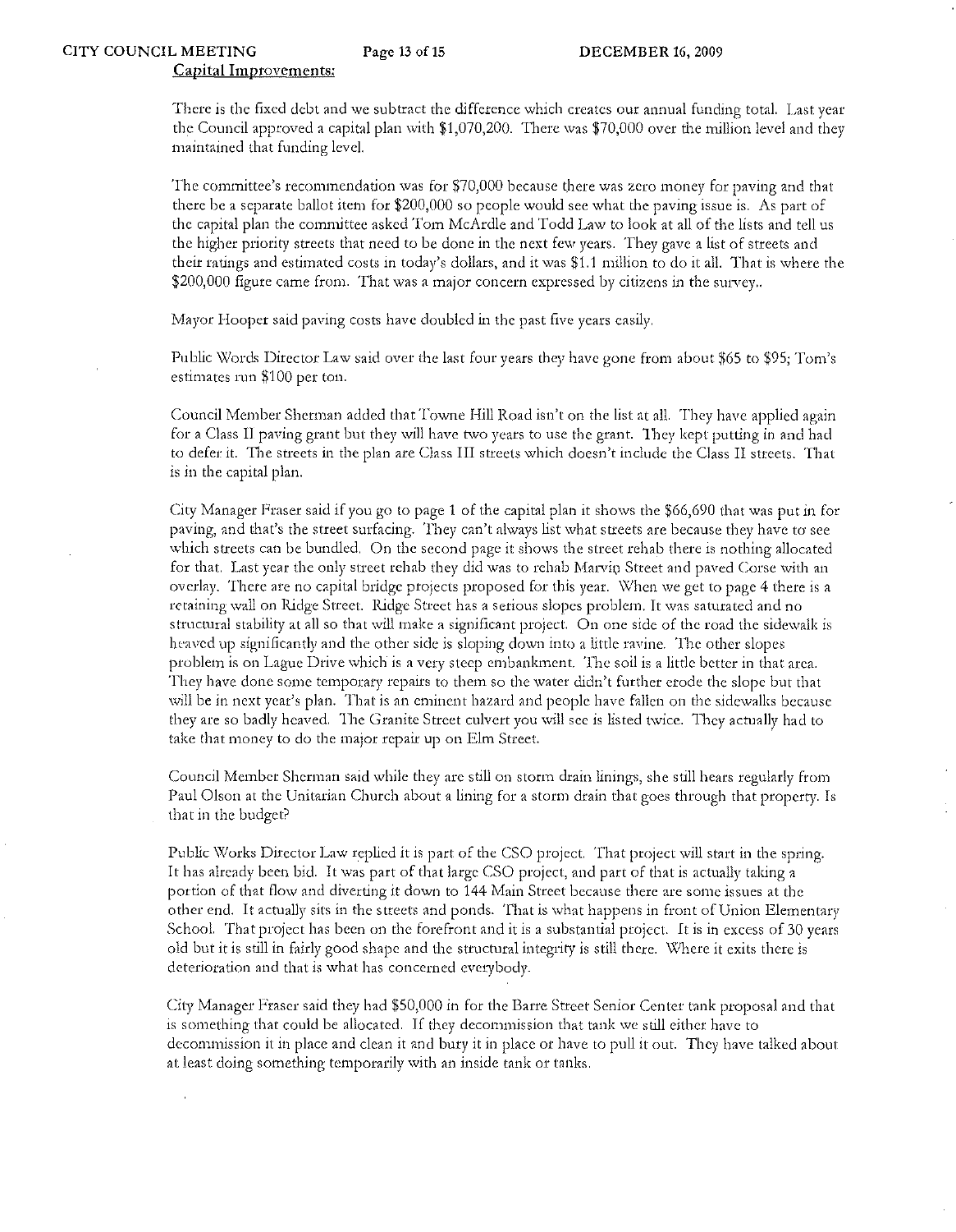**Capital Improvements:**

There is the fixed debt and we subtract the difference which creates our annual funding total. Last year the Council approved a capital plan with $1,070,200. There was $70,000 over the million level and they maintained that funding level.

The committee's recommendation was for $70,000 because there was zero money for paving and that there be a separate ballot item for $200,000 so people would see what the paving issue is. As part of the capital plan the committee asked Tom McArdle and Todd Law to look at all of the lists and tell us the higher priority streets that need to be done in the next few years. They gave a list of streets and their ratings and estimated costs in today's dollars, and it was $1.1 million to do it all. That is where the $200,000 figure came from. That was a major concern expressed by citizens in the survey..

Mayor Hooper said paving costs have doubled in the past five years easily.

Public Words Director Law said over the last four years they have gone from about $65 to $95; Tom's estimates run $100 per ton.

Council Member Sherman added that Towne Hill Road isn't on the list at all. They have applied again for a Class II paving grant but they will have two years to use the grant. They kept putting in and had to defer it. The streets in the plan are Class III streets which doesn't include the Class II streets. That is in the capital plan.

City Manager Fraser said if you go to page 1 of the capital plan it shows the $66,690 that was put in for paving, and that's the street surfacing. They can't always list what streets are because they have to see which streets can be bundled. On the second page it shows the street rehab there is nothing allocated for that. Last year the only street rehab they did was to rehab Marvin Street and paved Corse with an overlay. There are no capital bridge projects proposed for this year. When we get to page 4 there is a retaining wall on Ridge Street. Ridge Street has a serious slopes problem. It was saturated and no structural stability at all so that will make a significant project. On one side of the road the sidewalk is heaved up significantly and the other side is sloping down into a little ravine. The other slopes problem is on Lague Drive which is a very steep embankment. The soil is a little better in that area. They have done some temporary repairs to them so the water didn't further erode the slope but that will be in next year's plan. That is an eminent hazard and people have fallen on the sidewalks because they are so badly heaved. The Granite Street culvert you will see is listed twice. They actually had to take that money to do the major repair up on Elm Street.

Council Member Sherman said while they are still on storm drain linings, she still hears regularly from Paul Olson at the Unitarian Church about a lining for a storm drain that goes through that property. Is that in the budget?

Public Works Director Law replied it is part of the CSO project. That project will start in the spring. It has already been bid. It was part of that large CSO project, and part of that is actually taking a portion of that flow and diverting it down to 144 Main Street because there are some issues at the other end. It actually sits in the streets and ponds. That is what happens in front of Union Elementary School. That project has been on the forefront and it is a substantial project. It is in excess of 30 years old but it is still in fairly good shape and the structural integrity is still there. Where it exits there is deterioration and that is what has concerned everybody.

City Manager Fraser said they had $50,000 in for the Barre Street Senior Center tank proposal and that is something that could be allocated. If they decommission that tank we still either have to decommission it in place and clean it and bury it in place or have to pull it out. They have talked about at least doing something temporarily with an inside tank or tanks.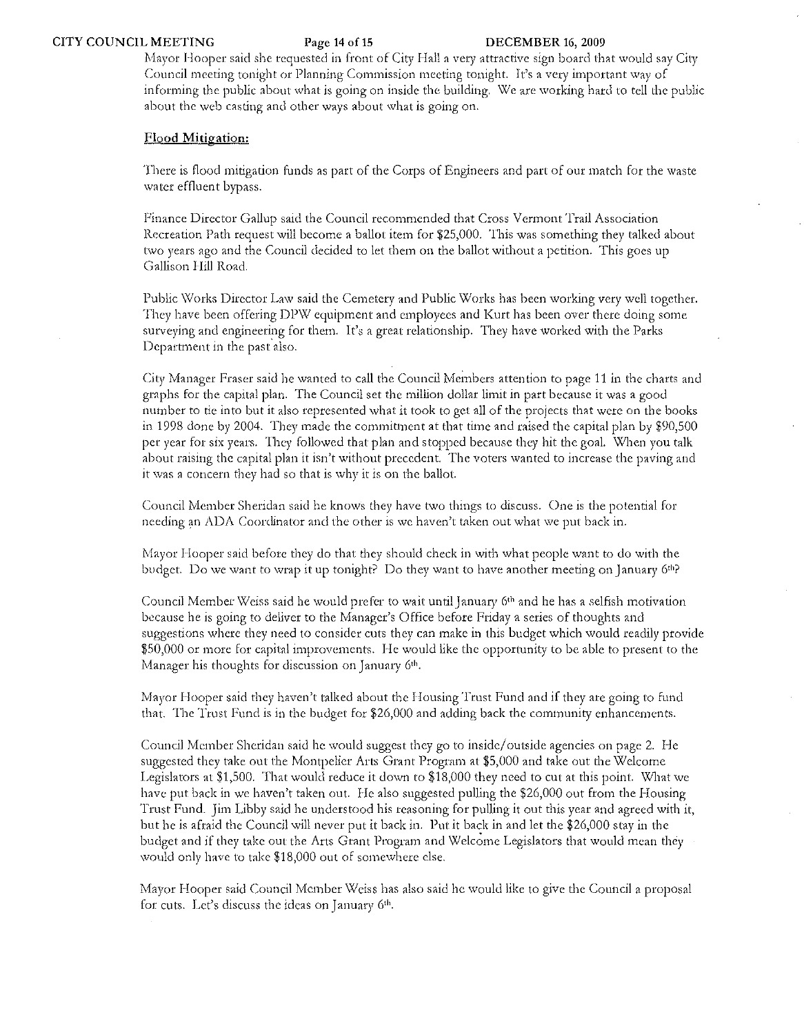Mayor Hooper said she requested in front of City Hall a very attractive sign board that would say City Council meeting tonight or Planning Commission meeting tonight. It's a very important way of informing the public about what is going on inside the building. We are working hard to tell the public about the web casting and other ways about what is going on.

**Flood Mitigation:**

There is flood mitigation funds as part of the Corps of Engineers and part of our match for the waste water effluent bypass.

Finance Director Gallup said the Council recommended that Cross Vermont Trail Association Recreation Path request will become a ballot item for $25,000. This was something they talked about two years ago and the Council decided to let them on the ballot without a petition. This goes up Gallison Hill Road.

Public Works Director Law said the Cemetery and Public Works has been working very well together. They have been offering DPW equipment and employees and Kurt has been over there doing some surveying and engineering for them. It's a great relationship. They have worked with the Parks Department in the past also.

City Manager Fraser said he wanted to call the Council Members attention to page 11 in the charts and graphs for the capital plan. The Council set the million dollar limit in part because it was a good number to tie into but it also represented what it took to get all of the projects that were on the books in 1998 done by 2004. They made the commitment at that time and raised the capital plan by $90,500 per year for six years. They followed that plan and stopped because they hit the goal. When you talk about raising the capital plan it isn't without precedent. The voters wanted to increase the paving and it was a concern they had so that is why it is on the ballot.

Council Member Sheridan said he knows they have two things to discuss. One is the potential for needing an ADA Coordinator and the other is we haven't taken out what we put back in.

Mayor Hooper said before they do that they should check in with what people want to do with the budget. Do we want to wrap it up tonight? Do they want to have another meeting on January 6th?

Council Member Weiss said he would prefer to wait until January 6th and he has a selfish motivation because he is going to deliver to the Manager's Office before Friday a series of thoughts and suggestions where they need to consider cuts they can make in this budget which would readily provide $50,000 or more for capital improvements. He would like the opportunity to be able to present to the Manager his thoughts for discussion on January 6th.

Mayor Hooper said they haven't talked about the Housing Trust Fund and if they are going to fund that. The Trust Fund is in the budget for $26,000 and adding back the community enhancements.

Council Member Sheridan said he would suggest they go to inside/outside agencies on page 2. He suggested they take out the Montpelier Arts Grant Program at $5,000 and take out the Welcome Legislators at $1,500. That would reduce it down to $18,000 they need to cut at this point. What we have put back in we haven't taken out. He also suggested pulling the $26,000 out from the Housing Trust Fund. Jim Libby said he understood his reasoning for pulling it out this year and agreed with it, but he is afraid the Council will never put it back in. Put it back in and let the $26,000 stay in the budget and if they take out the Arts Grant Program and Welcome Legislators that would mean they would only have to take $18,000 out of somewhere else.

Mayor Hooper said Council Member Weiss has also said he would like to give the Council a proposal for cuts. Let's discuss the ideas on January 6th.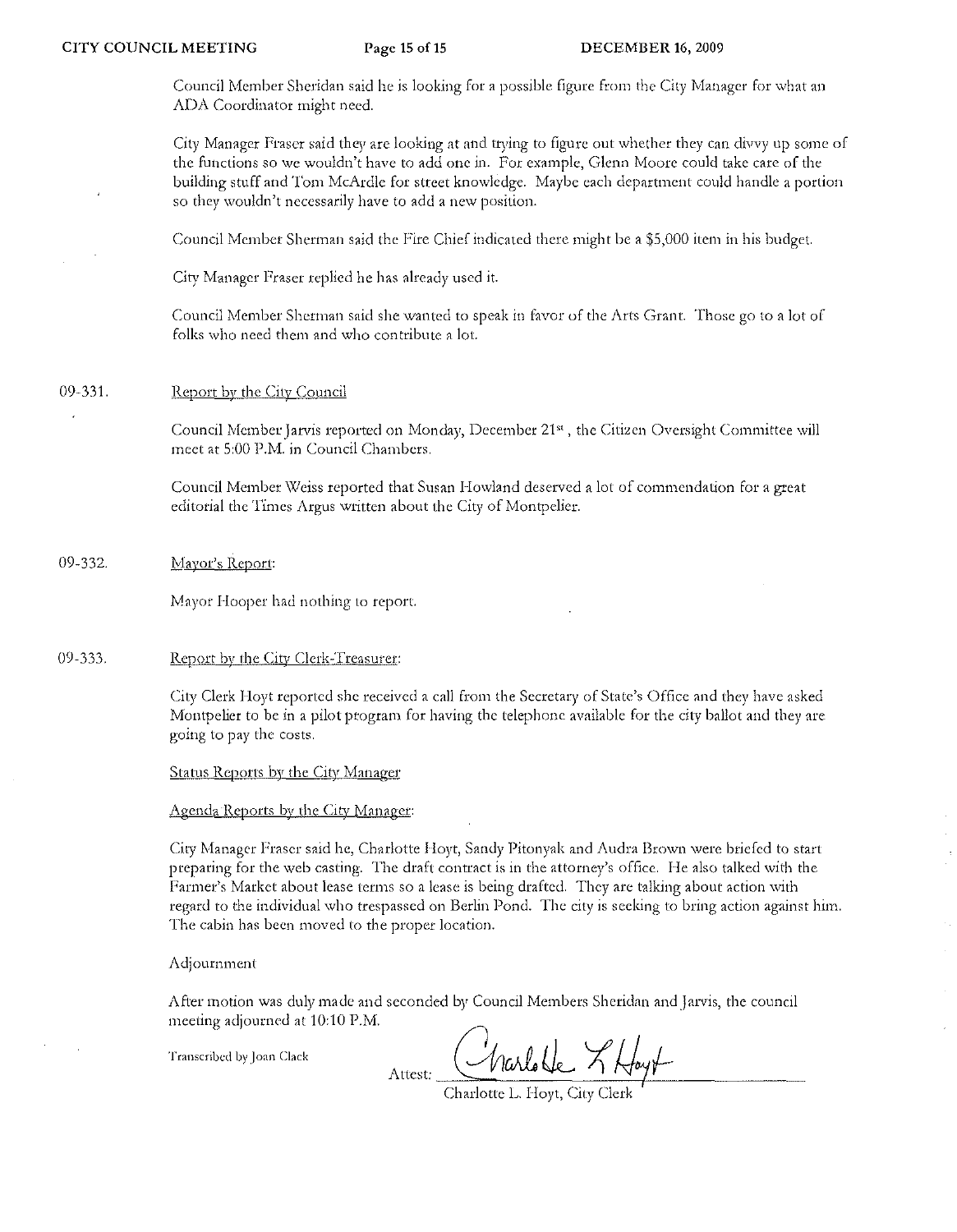Council Member Sheridan said he is looking for a possible figure from the City Manager for what an ADA Coordinator might need.

City Manager Fraser said they are looking at and trying to figure out whether they can divvy up some of the functions so we wouldn't have to add one in. For example, Glenn Moore could take care of the building stuff and Tom McArdle for street knowledge. Maybe each department could handle a portion so they wouldn't necessarily have to add a new position.

Council Member Sherman said the Fire Chief indicated there might be a $5,000 item in his budget.

City Manager Fraser replied he has already used it.

Council Member Sherman said she wanted to speak in favor of the Arts Grant. Those go to a lot of folks who need them and who contribute a lot.

09-331. Report by the City Council

Council Member Jarvis reported on Monday, December 21st, the Citizen Oversight Committee will meet at 5:00 P.M. in Council Chambers.

Council Member Weiss reported that Susan Howland deserved a lot of commendation for a great editorial the Times Argus written about the City of Montpelier.

09-332. Mayor's Report:

Mayor Hooper had nothing to report.

09-333. Report by the City Clerk-Treasurer:

City Clerk Hoyt reported she received a call from the Secretary of State's Office and they have asked Montpelier to be in a pilot program for having the telephone available for the city ballot and they are going to pay the costs.

Status Reports by the City Manager

Agenda Reports by the City Manager:

City Manager Fraser said he, Charlotte Hoyt, Sandy Pitonyak and Audra Brown were briefed to start preparing for the web casting. The draft contract is in the attorney's office. He also talked with the Farmer's Market about lease terms so a lease is being drafted. They are talking about action with regard to the individual who trespassed on Berlin Pond. The city is seeking to bring action against him. The cabin has been moved to the proper location.

Adjournment

After motion was duly made and seconded by Council Members Sheridan and Jarvis, the council meeting adjourned at 10:10 P.M.

Transcribed by Joan Clack

Attest: Charlotte L. Hoyt

Charlotte L. Hoyt, City Clerk